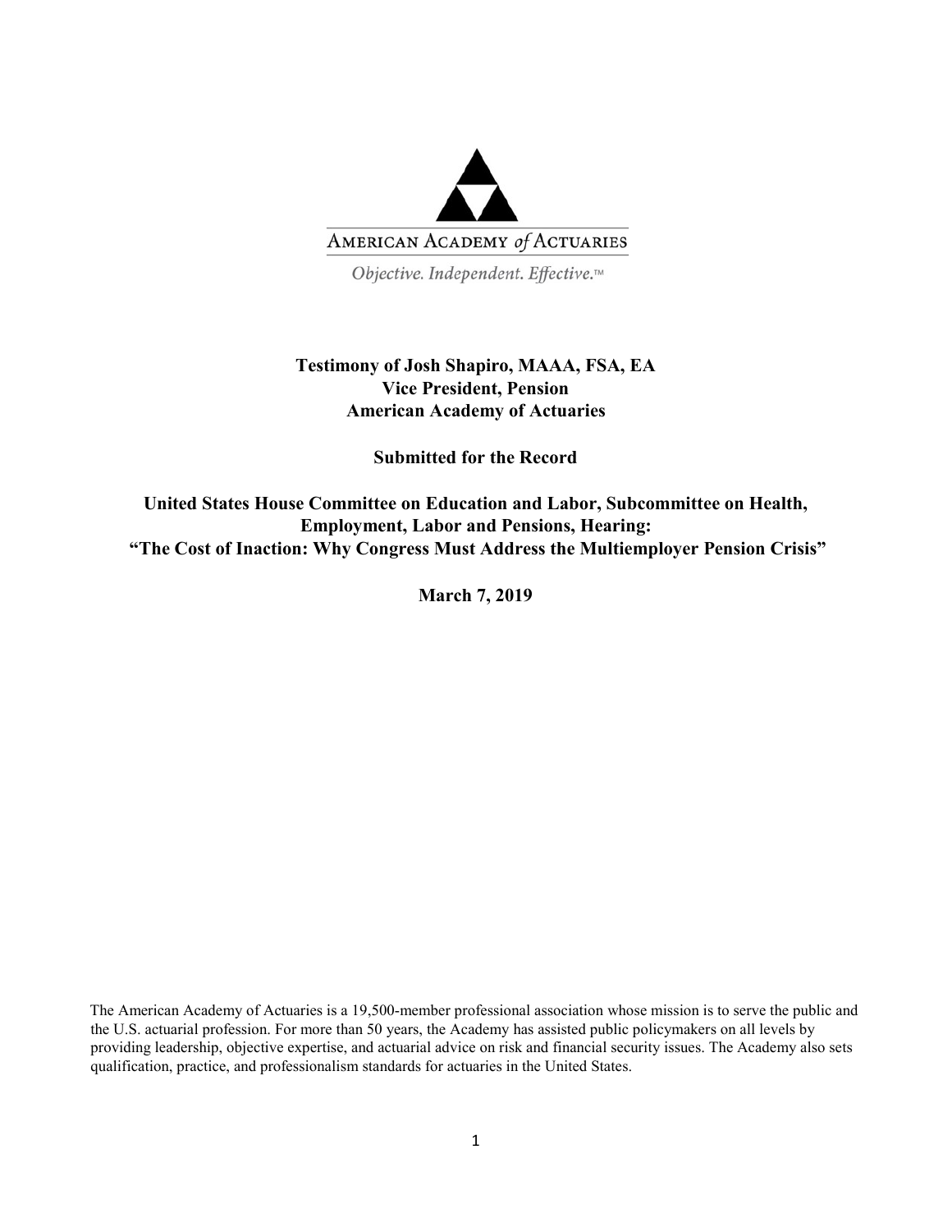AMERICAN ACADEMY *of* ACTUARIES

*Objective. Independent. Effective.™*

**Testimony of Josh Shapiro, MAAA, FSA, EA**
**Vice President, Pension**
**American Academy of Actuaries**

**Submitted for the Record**

**United States House Committee on Education and Labor, Subcommittee on Health, Employment, Labor and Pensions, Hearing:**
**"The Cost of Inaction: Why Congress Must Address the Multiemployer Pension Crisis"**

**March 7, 2019**

The American Academy of Actuaries is a 19,500-member professional association whose mission is to serve the public and the U.S. actuarial profession. For more than 50 years, the Academy has assisted public policymakers on all levels by providing leadership, objective expertise, and actuarial advice on risk and financial security issues. The Academy also sets qualification, practice, and professionalism standards for actuaries in the United States.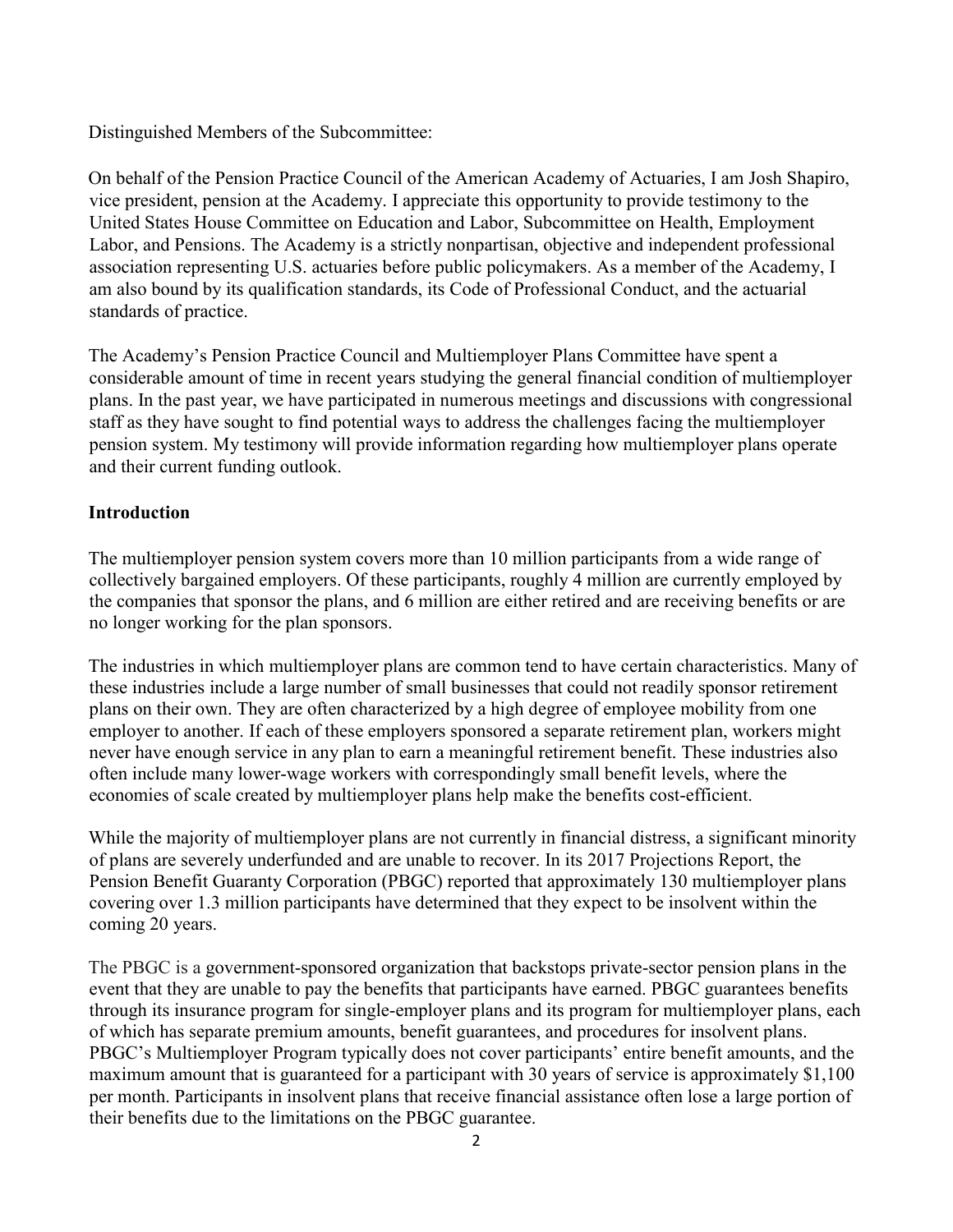Distinguished Members of the Subcommittee:

On behalf of the Pension Practice Council of the American Academy of Actuaries, I am Josh Shapiro, vice president, pension at the Academy. I appreciate this opportunity to provide testimony to the United States House Committee on Education and Labor, Subcommittee on Health, Employment Labor, and Pensions. The Academy is a strictly nonpartisan, objective and independent professional association representing U.S. actuaries before public policymakers. As a member of the Academy, I am also bound by its qualification standards, its Code of Professional Conduct, and the actuarial standards of practice.

The Academy's Pension Practice Council and Multiemployer Plans Committee have spent a considerable amount of time in recent years studying the general financial condition of multiemployer plans. In the past year, we have participated in numerous meetings and discussions with congressional staff as they have sought to find potential ways to address the challenges facing the multiemployer pension system. My testimony will provide information regarding how multiemployer plans operate and their current funding outlook.

**Introduction**

The multiemployer pension system covers more than 10 million participants from a wide range of collectively bargained employers. Of these participants, roughly 4 million are currently employed by the companies that sponsor the plans, and 6 million are either retired and are receiving benefits or are no longer working for the plan sponsors.

The industries in which multiemployer plans are common tend to have certain characteristics. Many of these industries include a large number of small businesses that could not readily sponsor retirement plans on their own. They are often characterized by a high degree of employee mobility from one employer to another. If each of these employers sponsored a separate retirement plan, workers might never have enough service in any plan to earn a meaningful retirement benefit. These industries also often include many lower-wage workers with correspondingly small benefit levels, where the economies of scale created by multiemployer plans help make the benefits cost-efficient.

While the majority of multiemployer plans are not currently in financial distress, a significant minority of plans are severely underfunded and are unable to recover. In its 2017 Projections Report, the Pension Benefit Guaranty Corporation (PBGC) reported that approximately 130 multiemployer plans covering over 1.3 million participants have determined that they expect to be insolvent within the coming 20 years.

The PBGC is a government-sponsored organization that backstops private-sector pension plans in the event that they are unable to pay the benefits that participants have earned. PBGC guarantees benefits through its insurance program for single-employer plans and its program for multiemployer plans, each of which has separate premium amounts, benefit guarantees, and procedures for insolvent plans. PBGC's Multiemployer Program typically does not cover participants' entire benefit amounts, and the maximum amount that is guaranteed for a participant with 30 years of service is approximately $1,100 per month. Participants in insolvent plans that receive financial assistance often lose a large portion of their benefits due to the limitations on the PBGC guarantee.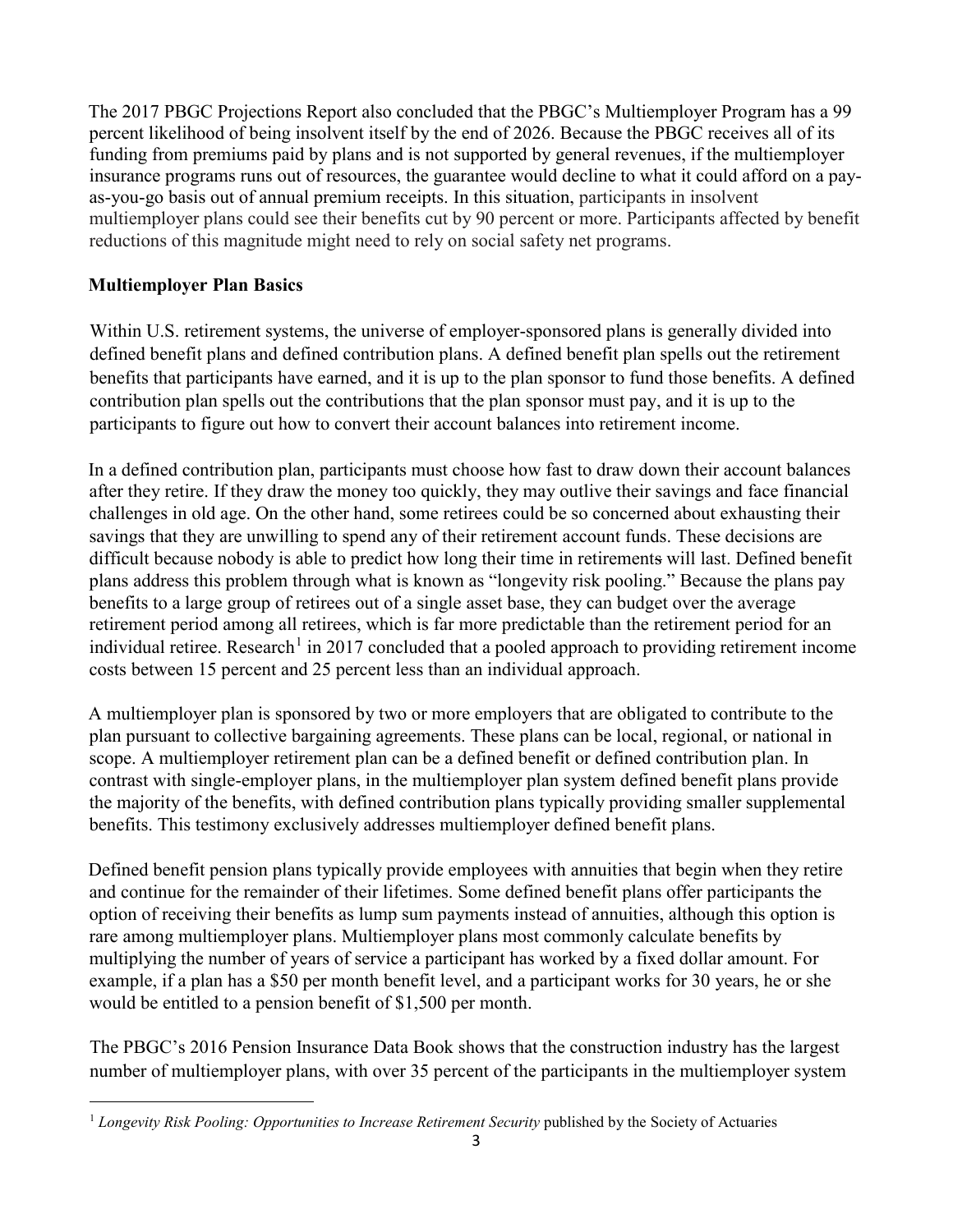The 2017 PBGC Projections Report also concluded that the PBGC's Multiemployer Program has a 99 percent likelihood of being insolvent itself by the end of 2026. Because the PBGC receives all of its funding from premiums paid by plans and is not supported by general revenues, if the multiemployer insurance programs runs out of resources, the guarantee would decline to what it could afford on a pay-as-you-go basis out of annual premium receipts. In this situation, participants in insolvent multiemployer plans could see their benefits cut by 90 percent or more. Participants affected by benefit reductions of this magnitude might need to rely on social safety net programs.

## Multiemployer Plan Basics

Within U.S. retirement systems, the universe of employer-sponsored plans is generally divided into defined benefit plans and defined contribution plans. A defined benefit plan spells out the retirement benefits that participants have earned, and it is up to the plan sponsor to fund those benefits. A defined contribution plan spells out the contributions that the plan sponsor must pay, and it is up to the participants to figure out how to convert their account balances into retirement income.

In a defined contribution plan, participants must choose how fast to draw down their account balances after they retire. If they draw the money too quickly, they may outlive their savings and face financial challenges in old age. On the other hand, some retirees could be so concerned about exhausting their savings that they are unwilling to spend any of their retirement account funds. These decisions are difficult because nobody is able to predict how long their time in retirements will last. Defined benefit plans address this problem through what is known as "longevity risk pooling." Because the plans pay benefits to a large group of retirees out of a single asset base, they can budget over the average retirement period among all retirees, which is far more predictable than the retirement period for an individual retiree. Research[1] in 2017 concluded that a pooled approach to providing retirement income costs between 15 percent and 25 percent less than an individual approach.

A multiemployer plan is sponsored by two or more employers that are obligated to contribute to the plan pursuant to collective bargaining agreements. These plans can be local, regional, or national in scope. A multiemployer retirement plan can be a defined benefit or defined contribution plan. In contrast with single-employer plans, in the multiemployer plan system defined benefit plans provide the majority of the benefits, with defined contribution plans typically providing smaller supplemental benefits. This testimony exclusively addresses multiemployer defined benefit plans.

Defined benefit pension plans typically provide employees with annuities that begin when they retire and continue for the remainder of their lifetimes. Some defined benefit plans offer participants the option of receiving their benefits as lump sum payments instead of annuities, although this option is rare among multiemployer plans. Multiemployer plans most commonly calculate benefits by multiplying the number of years of service a participant has worked by a fixed dollar amount. For example, if a plan has a $50 per month benefit level, and a participant works for 30 years, he or she would be entitled to a pension benefit of $1,500 per month.

The PBGC's 2016 Pension Insurance Data Book shows that the construction industry has the largest number of multiemployer plans, with over 35 percent of the participants in the multiemployer system

---

[1] *Longevity Risk Pooling: Opportunities to Increase Retirement Security* published by the Society of Actuaries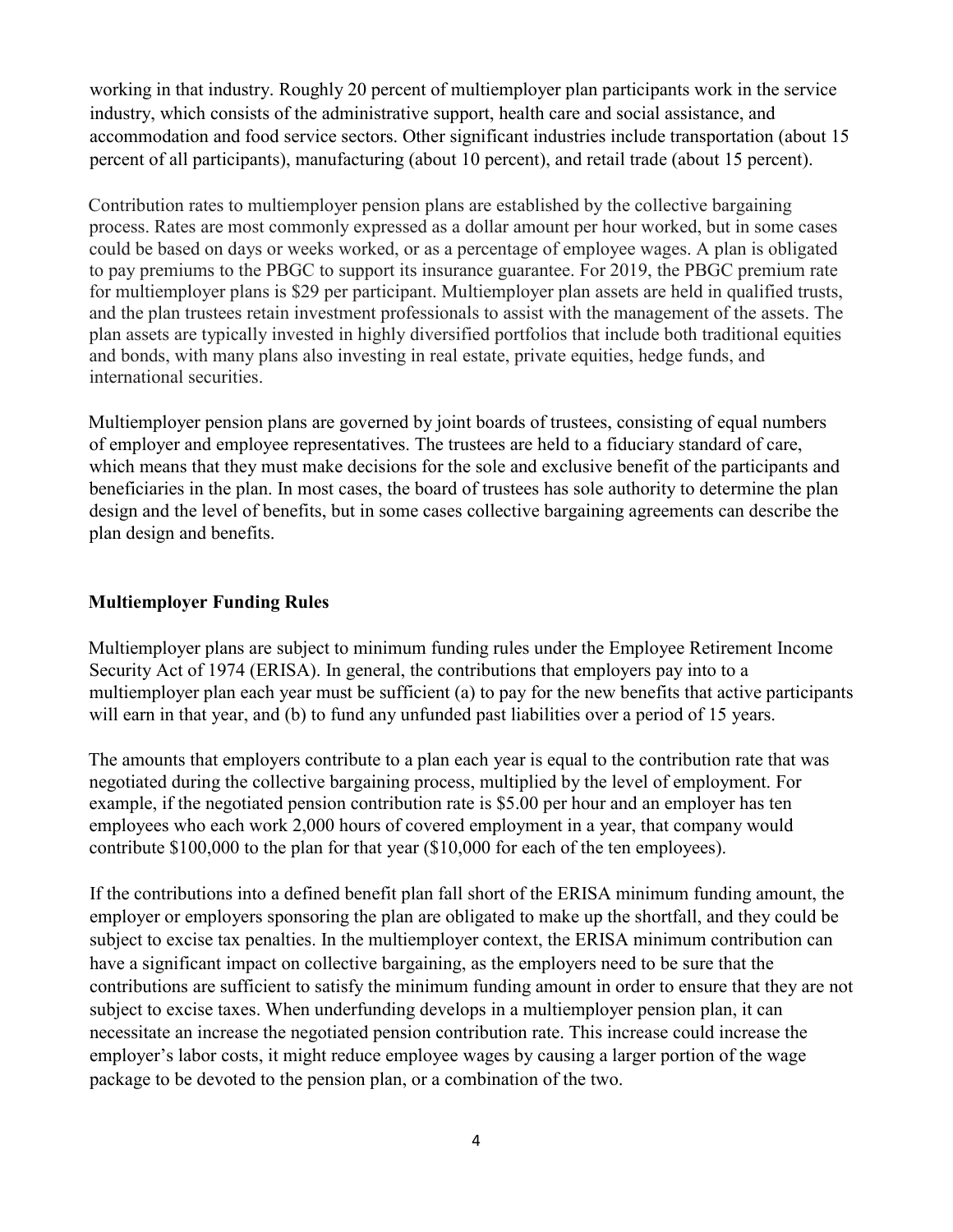working in that industry. Roughly 20 percent of multiemployer plan participants work in the service industry, which consists of the administrative support, health care and social assistance, and accommodation and food service sectors. Other significant industries include transportation (about 15 percent of all participants), manufacturing (about 10 percent), and retail trade (about 15 percent).

Contribution rates to multiemployer pension plans are established by the collective bargaining process. Rates are most commonly expressed as a dollar amount per hour worked, but in some cases could be based on days or weeks worked, or as a percentage of employee wages. A plan is obligated to pay premiums to the PBGC to support its insurance guarantee. For 2019, the PBGC premium rate for multiemployer plans is $29 per participant. Multiemployer plan assets are held in qualified trusts, and the plan trustees retain investment professionals to assist with the management of the assets. The plan assets are typically invested in highly diversified portfolios that include both traditional equities and bonds, with many plans also investing in real estate, private equities, hedge funds, and international securities.

Multiemployer pension plans are governed by joint boards of trustees, consisting of equal numbers of employer and employee representatives. The trustees are held to a fiduciary standard of care, which means that they must make decisions for the sole and exclusive benefit of the participants and beneficiaries in the plan. In most cases, the board of trustees has sole authority to determine the plan design and the level of benefits, but in some cases collective bargaining agreements can describe the plan design and benefits.

## Multiemployer Funding Rules

Multiemployer plans are subject to minimum funding rules under the Employee Retirement Income Security Act of 1974 (ERISA). In general, the contributions that employers pay into to a multiemployer plan each year must be sufficient (a) to pay for the new benefits that active participants will earn in that year, and (b) to fund any unfunded past liabilities over a period of 15 years.

The amounts that employers contribute to a plan each year is equal to the contribution rate that was negotiated during the collective bargaining process, multiplied by the level of employment. For example, if the negotiated pension contribution rate is $5.00 per hour and an employer has ten employees who each work 2,000 hours of covered employment in a year, that company would contribute $100,000 to the plan for that year ($10,000 for each of the ten employees).

If the contributions into a defined benefit plan fall short of the ERISA minimum funding amount, the employer or employers sponsoring the plan are obligated to make up the shortfall, and they could be subject to excise tax penalties. In the multiemployer context, the ERISA minimum contribution can have a significant impact on collective bargaining, as the employers need to be sure that the contributions are sufficient to satisfy the minimum funding amount in order to ensure that they are not subject to excise taxes. When underfunding develops in a multiemployer pension plan, it can necessitate an increase the negotiated pension contribution rate. This increase could increase the employer's labor costs, it might reduce employee wages by causing a larger portion of the wage package to be devoted to the pension plan, or a combination of the two.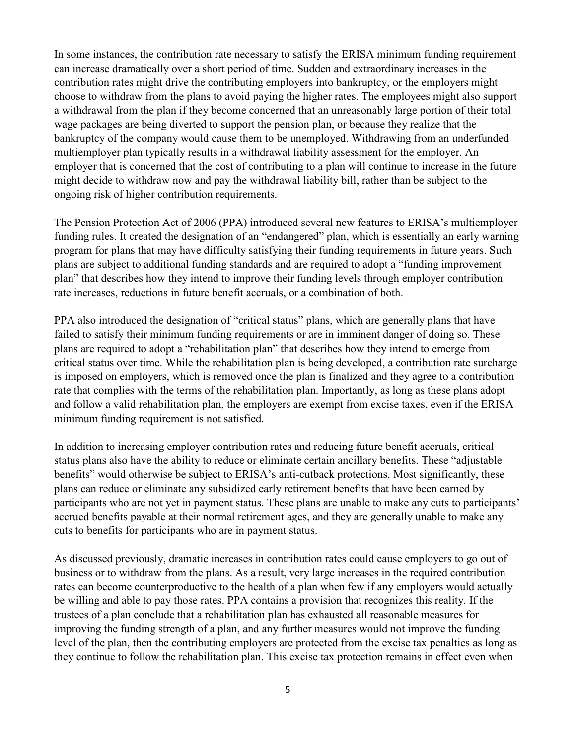In some instances, the contribution rate necessary to satisfy the ERISA minimum funding requirement can increase dramatically over a short period of time. Sudden and extraordinary increases in the contribution rates might drive the contributing employers into bankruptcy, or the employers might choose to withdraw from the plans to avoid paying the higher rates. The employees might also support a withdrawal from the plan if they become concerned that an unreasonably large portion of their total wage packages are being diverted to support the pension plan, or because they realize that the bankruptcy of the company would cause them to be unemployed. Withdrawing from an underfunded multiemployer plan typically results in a withdrawal liability assessment for the employer. An employer that is concerned that the cost of contributing to a plan will continue to increase in the future might decide to withdraw now and pay the withdrawal liability bill, rather than be subject to the ongoing risk of higher contribution requirements.

The Pension Protection Act of 2006 (PPA) introduced several new features to ERISA's multiemployer funding rules. It created the designation of an "endangered" plan, which is essentially an early warning program for plans that may have difficulty satisfying their funding requirements in future years. Such plans are subject to additional funding standards and are required to adopt a "funding improvement plan" that describes how they intend to improve their funding levels through employer contribution rate increases, reductions in future benefit accruals, or a combination of both.

PPA also introduced the designation of "critical status" plans, which are generally plans that have failed to satisfy their minimum funding requirements or are in imminent danger of doing so. These plans are required to adopt a "rehabilitation plan" that describes how they intend to emerge from critical status over time. While the rehabilitation plan is being developed, a contribution rate surcharge is imposed on employers, which is removed once the plan is finalized and they agree to a contribution rate that complies with the terms of the rehabilitation plan. Importantly, as long as these plans adopt and follow a valid rehabilitation plan, the employers are exempt from excise taxes, even if the ERISA minimum funding requirement is not satisfied.

In addition to increasing employer contribution rates and reducing future benefit accruals, critical status plans also have the ability to reduce or eliminate certain ancillary benefits. These "adjustable benefits" would otherwise be subject to ERISA's anti-cutback protections. Most significantly, these plans can reduce or eliminate any subsidized early retirement benefits that have been earned by participants who are not yet in payment status. These plans are unable to make any cuts to participants' accrued benefits payable at their normal retirement ages, and they are generally unable to make any cuts to benefits for participants who are in payment status.

As discussed previously, dramatic increases in contribution rates could cause employers to go out of business or to withdraw from the plans. As a result, very large increases in the required contribution rates can become counterproductive to the health of a plan when few if any employers would actually be willing and able to pay those rates. PPA contains a provision that recognizes this reality. If the trustees of a plan conclude that a rehabilitation plan has exhausted all reasonable measures for improving the funding strength of a plan, and any further measures would not improve the funding level of the plan, then the contributing employers are protected from the excise tax penalties as long as they continue to follow the rehabilitation plan. This excise tax protection remains in effect even when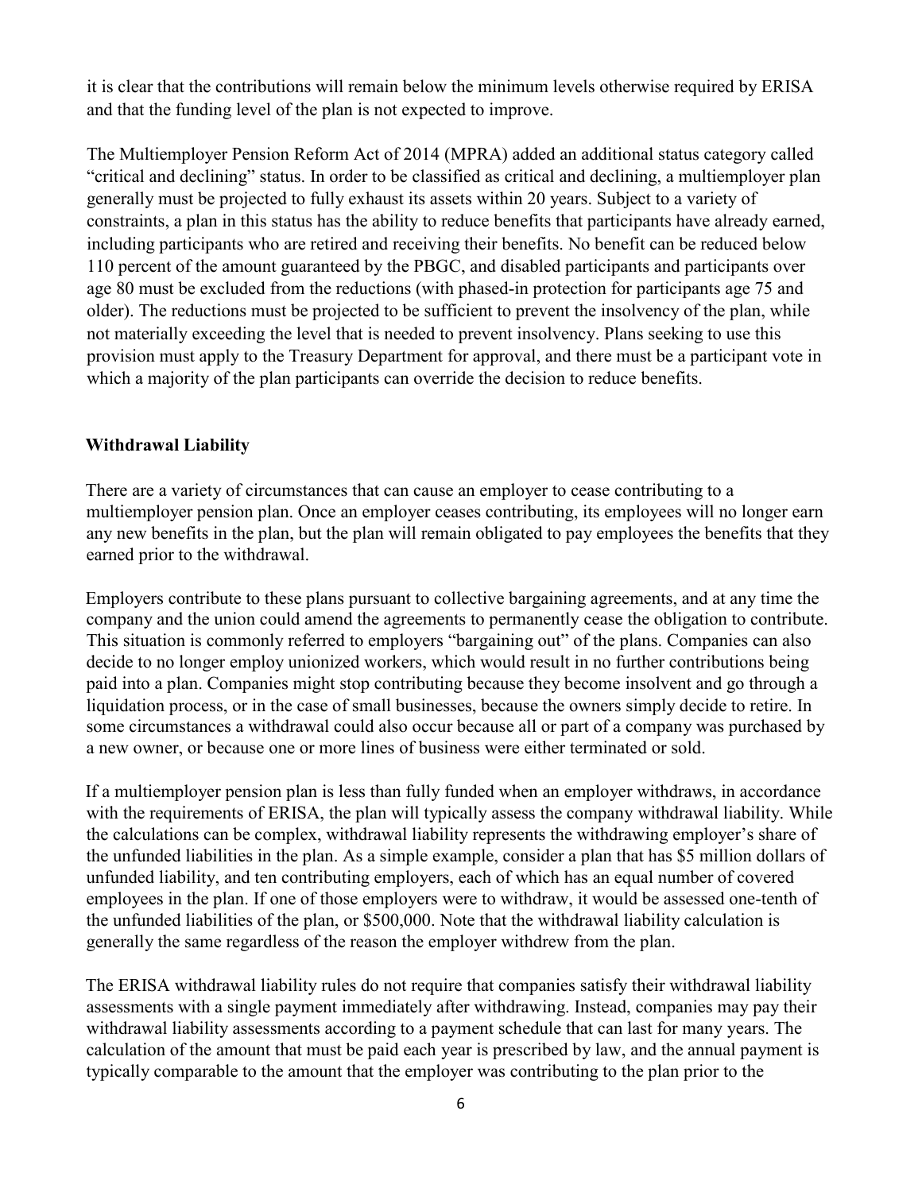it is clear that the contributions will remain below the minimum levels otherwise required by ERISA and that the funding level of the plan is not expected to improve.

The Multiemployer Pension Reform Act of 2014 (MPRA) added an additional status category called "critical and declining" status. In order to be classified as critical and declining, a multiemployer plan generally must be projected to fully exhaust its assets within 20 years. Subject to a variety of constraints, a plan in this status has the ability to reduce benefits that participants have already earned, including participants who are retired and receiving their benefits. No benefit can be reduced below 110 percent of the amount guaranteed by the PBGC, and disabled participants and participants over age 80 must be excluded from the reductions (with phased-in protection for participants age 75 and older). The reductions must be projected to be sufficient to prevent the insolvency of the plan, while not materially exceeding the level that is needed to prevent insolvency. Plans seeking to use this provision must apply to the Treasury Department for approval, and there must be a participant vote in which a majority of the plan participants can override the decision to reduce benefits.

### Withdrawal Liability

There are a variety of circumstances that can cause an employer to cease contributing to a multiemployer pension plan. Once an employer ceases contributing, its employees will no longer earn any new benefits in the plan, but the plan will remain obligated to pay employees the benefits that they earned prior to the withdrawal.

Employers contribute to these plans pursuant to collective bargaining agreements, and at any time the company and the union could amend the agreements to permanently cease the obligation to contribute. This situation is commonly referred to employers "bargaining out" of the plans. Companies can also decide to no longer employ unionized workers, which would result in no further contributions being paid into a plan. Companies might stop contributing because they become insolvent and go through a liquidation process, or in the case of small businesses, because the owners simply decide to retire. In some circumstances a withdrawal could also occur because all or part of a company was purchased by a new owner, or because one or more lines of business were either terminated or sold.

If a multiemployer pension plan is less than fully funded when an employer withdraws, in accordance with the requirements of ERISA, the plan will typically assess the company withdrawal liability. While the calculations can be complex, withdrawal liability represents the withdrawing employer's share of the unfunded liabilities in the plan. As a simple example, consider a plan that has $5 million dollars of unfunded liability, and ten contributing employers, each of which has an equal number of covered employees in the plan. If one of those employers were to withdraw, it would be assessed one-tenth of the unfunded liabilities of the plan, or $500,000. Note that the withdrawal liability calculation is generally the same regardless of the reason the employer withdrew from the plan.

The ERISA withdrawal liability rules do not require that companies satisfy their withdrawal liability assessments with a single payment immediately after withdrawing. Instead, companies may pay their withdrawal liability assessments according to a payment schedule that can last for many years. The calculation of the amount that must be paid each year is prescribed by law, and the annual payment is typically comparable to the amount that the employer was contributing to the plan prior to the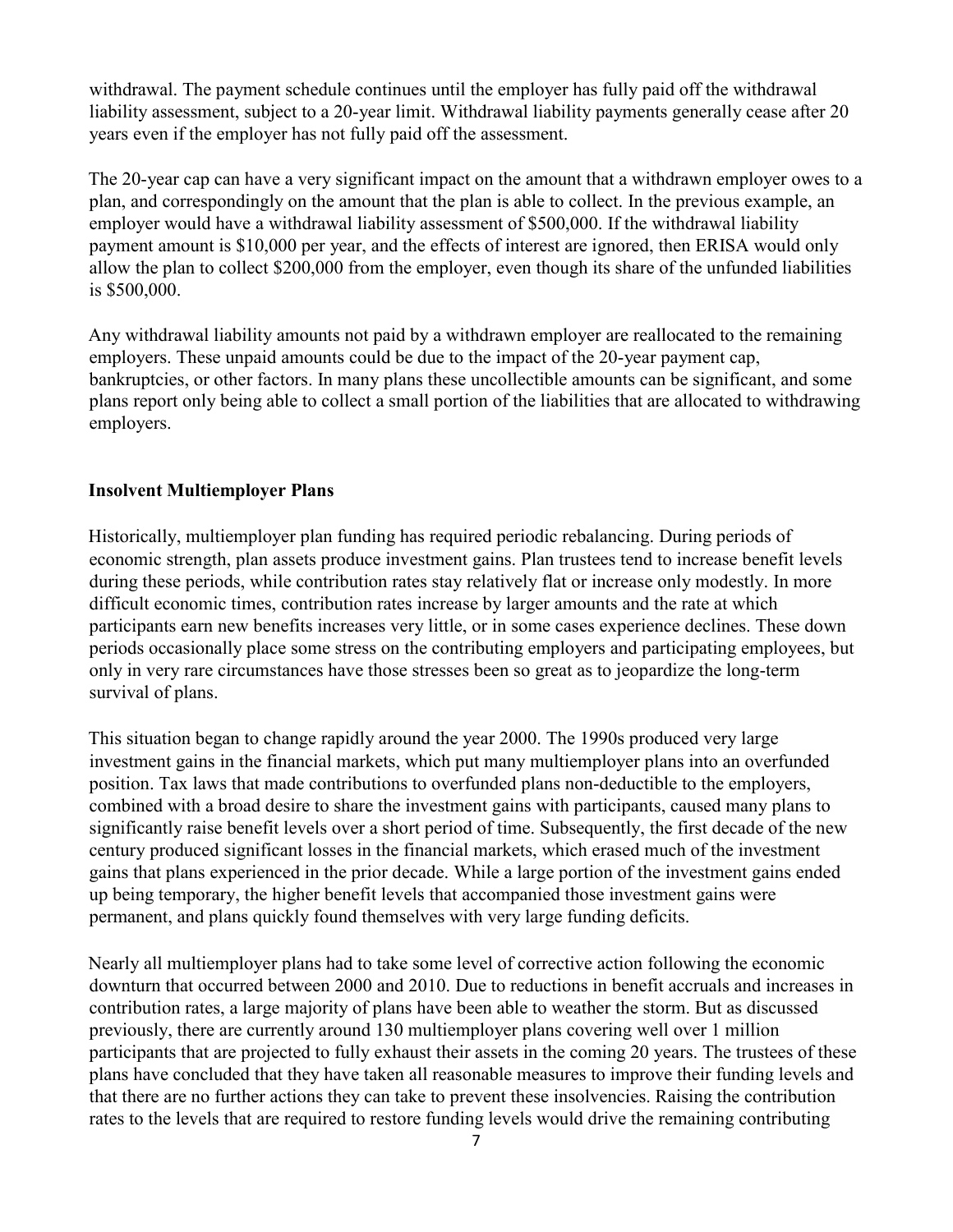withdrawal. The payment schedule continues until the employer has fully paid off the withdrawal liability assessment, subject to a 20-year limit. Withdrawal liability payments generally cease after 20 years even if the employer has not fully paid off the assessment.

The 20-year cap can have a very significant impact on the amount that a withdrawn employer owes to a plan, and correspondingly on the amount that the plan is able to collect. In the previous example, an employer would have a withdrawal liability assessment of $500,000. If the withdrawal liability payment amount is $10,000 per year, and the effects of interest are ignored, then ERISA would only allow the plan to collect $200,000 from the employer, even though its share of the unfunded liabilities is $500,000.

Any withdrawal liability amounts not paid by a withdrawn employer are reallocated to the remaining employers. These unpaid amounts could be due to the impact of the 20-year payment cap, bankruptcies, or other factors. In many plans these uncollectible amounts can be significant, and some plans report only being able to collect a small portion of the liabilities that are allocated to withdrawing employers.

**Insolvent Multiemployer Plans**

Historically, multiemployer plan funding has required periodic rebalancing. During periods of economic strength, plan assets produce investment gains. Plan trustees tend to increase benefit levels during these periods, while contribution rates stay relatively flat or increase only modestly. In more difficult economic times, contribution rates increase by larger amounts and the rate at which participants earn new benefits increases very little, or in some cases experience declines. These down periods occasionally place some stress on the contributing employers and participating employees, but only in very rare circumstances have those stresses been so great as to jeopardize the long-term survival of plans.

This situation began to change rapidly around the year 2000. The 1990s produced very large investment gains in the financial markets, which put many multiemployer plans into an overfunded position. Tax laws that made contributions to overfunded plans non-deductible to the employers, combined with a broad desire to share the investment gains with participants, caused many plans to significantly raise benefit levels over a short period of time. Subsequently, the first decade of the new century produced significant losses in the financial markets, which erased much of the investment gains that plans experienced in the prior decade. While a large portion of the investment gains ended up being temporary, the higher benefit levels that accompanied those investment gains were permanent, and plans quickly found themselves with very large funding deficits.

Nearly all multiemployer plans had to take some level of corrective action following the economic downturn that occurred between 2000 and 2010. Due to reductions in benefit accruals and increases in contribution rates, a large majority of plans have been able to weather the storm. But as discussed previously, there are currently around 130 multiemployer plans covering well over 1 million participants that are projected to fully exhaust their assets in the coming 20 years. The trustees of these plans have concluded that they have taken all reasonable measures to improve their funding levels and that there are no further actions they can take to prevent these insolvencies. Raising the contribution rates to the levels that are required to restore funding levels would drive the remaining contributing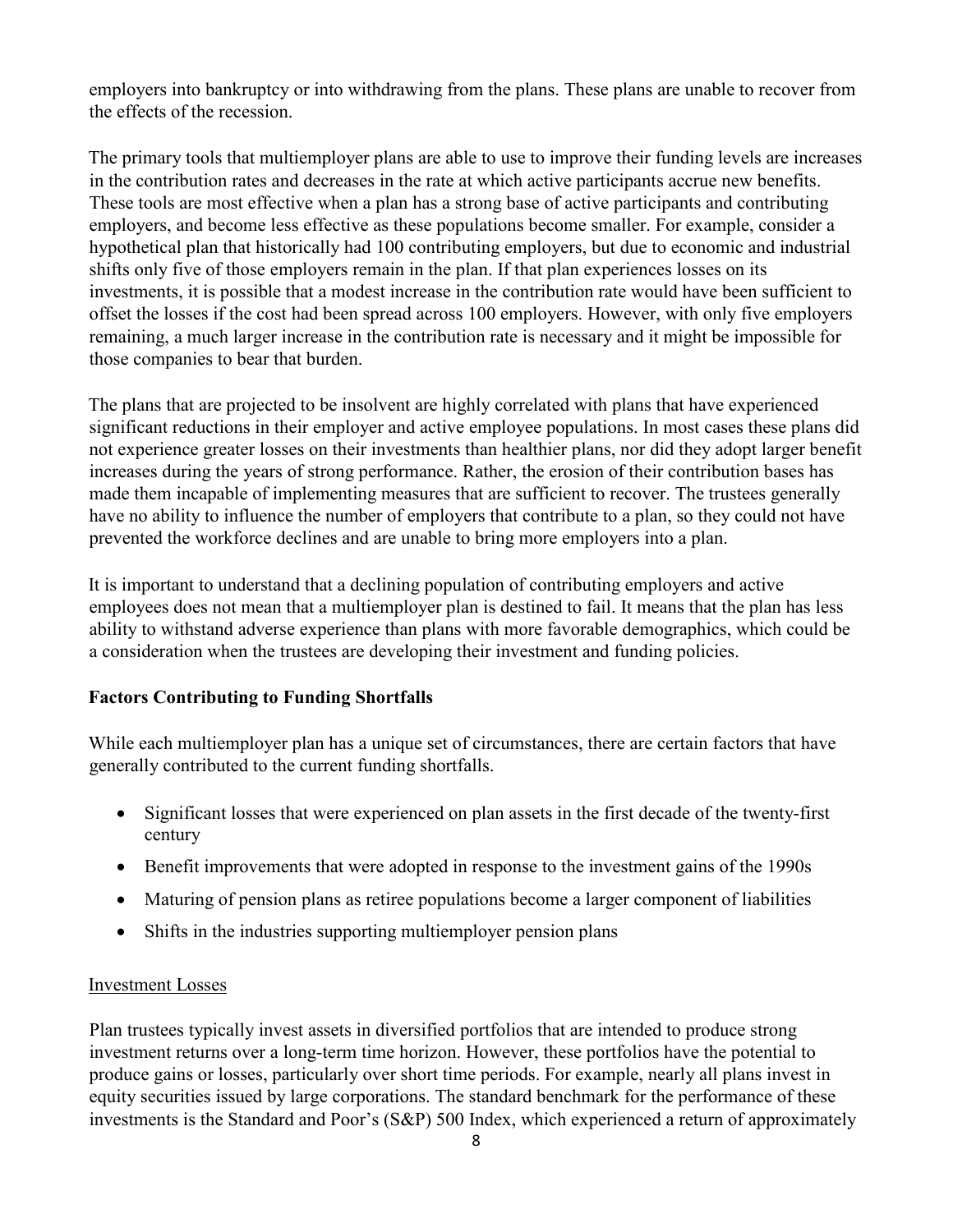employers into bankruptcy or into withdrawing from the plans. These plans are unable to recover from the effects of the recession.

The primary tools that multiemployer plans are able to use to improve their funding levels are increases in the contribution rates and decreases in the rate at which active participants accrue new benefits. These tools are most effective when a plan has a strong base of active participants and contributing employers, and become less effective as these populations become smaller. For example, consider a hypothetical plan that historically had 100 contributing employers, but due to economic and industrial shifts only five of those employers remain in the plan. If that plan experiences losses on its investments, it is possible that a modest increase in the contribution rate would have been sufficient to offset the losses if the cost had been spread across 100 employers. However, with only five employers remaining, a much larger increase in the contribution rate is necessary and it might be impossible for those companies to bear that burden.

The plans that are projected to be insolvent are highly correlated with plans that have experienced significant reductions in their employer and active employee populations. In most cases these plans did not experience greater losses on their investments than healthier plans, nor did they adopt larger benefit increases during the years of strong performance. Rather, the erosion of their contribution bases has made them incapable of implementing measures that are sufficient to recover. The trustees generally have no ability to influence the number of employers that contribute to a plan, so they could not have prevented the workforce declines and are unable to bring more employers into a plan.

It is important to understand that a declining population of contributing employers and active employees does not mean that a multiemployer plan is destined to fail. It means that the plan has less ability to withstand adverse experience than plans with more favorable demographics, which could be a consideration when the trustees are developing their investment and funding policies.

## Factors Contributing to Funding Shortfalls

While each multiemployer plan has a unique set of circumstances, there are certain factors that have generally contributed to the current funding shortfalls.

- Significant losses that were experienced on plan assets in the first decade of the twenty-first century
- Benefit improvements that were adopted in response to the investment gains of the 1990s
- Maturing of pension plans as retiree populations become a larger component of liabilities
- Shifts in the industries supporting multiemployer pension plans

### Investment Losses

Plan trustees typically invest assets in diversified portfolios that are intended to produce strong investment returns over a long-term time horizon. However, these portfolios have the potential to produce gains or losses, particularly over short time periods. For example, nearly all plans invest in equity securities issued by large corporations. The standard benchmark for the performance of these investments is the Standard and Poor's (S&P) 500 Index, which experienced a return of approximately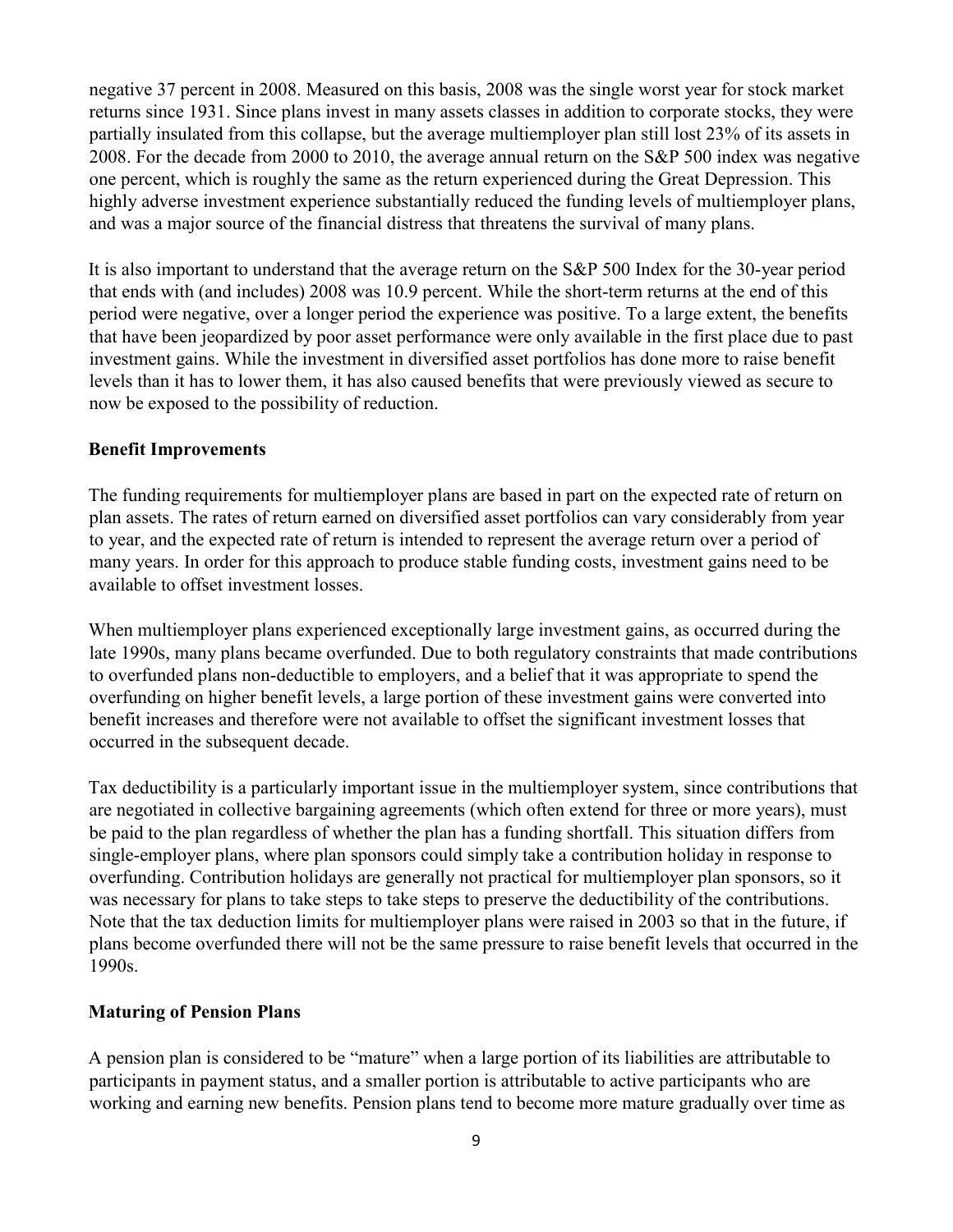negative 37 percent in 2008. Measured on this basis, 2008 was the single worst year for stock market returns since 1931. Since plans invest in many assets classes in addition to corporate stocks, they were partially insulated from this collapse, but the average multiemployer plan still lost 23% of its assets in 2008. For the decade from 2000 to 2010, the average annual return on the S&P 500 index was negative one percent, which is roughly the same as the return experienced during the Great Depression. This highly adverse investment experience substantially reduced the funding levels of multiemployer plans, and was a major source of the financial distress that threatens the survival of many plans.

It is also important to understand that the average return on the S&P 500 Index for the 30-year period that ends with (and includes) 2008 was 10.9 percent. While the short-term returns at the end of this period were negative, over a longer period the experience was positive. To a large extent, the benefits that have been jeopardized by poor asset performance were only available in the first place due to past investment gains. While the investment in diversified asset portfolios has done more to raise benefit levels than it has to lower them, it has also caused benefits that were previously viewed as secure to now be exposed to the possibility of reduction.

**Benefit Improvements**

The funding requirements for multiemployer plans are based in part on the expected rate of return on plan assets. The rates of return earned on diversified asset portfolios can vary considerably from year to year, and the expected rate of return is intended to represent the average return over a period of many years. In order for this approach to produce stable funding costs, investment gains need to be available to offset investment losses.

When multiemployer plans experienced exceptionally large investment gains, as occurred during the late 1990s, many plans became overfunded. Due to both regulatory constraints that made contributions to overfunded plans non-deductible to employers, and a belief that it was appropriate to spend the overfunding on higher benefit levels, a large portion of these investment gains were converted into benefit increases and therefore were not available to offset the significant investment losses that occurred in the subsequent decade.

Tax deductibility is a particularly important issue in the multiemployer system, since contributions that are negotiated in collective bargaining agreements (which often extend for three or more years), must be paid to the plan regardless of whether the plan has a funding shortfall. This situation differs from single-employer plans, where plan sponsors could simply take a contribution holiday in response to overfunding. Contribution holidays are generally not practical for multiemployer plan sponsors, so it was necessary for plans to take steps to take steps to preserve the deductibility of the contributions. Note that the tax deduction limits for multiemployer plans were raised in 2003 so that in the future, if plans become overfunded there will not be the same pressure to raise benefit levels that occurred in the 1990s.

**Maturing of Pension Plans**

A pension plan is considered to be "mature" when a large portion of its liabilities are attributable to participants in payment status, and a smaller portion is attributable to active participants who are working and earning new benefits. Pension plans tend to become more mature gradually over time as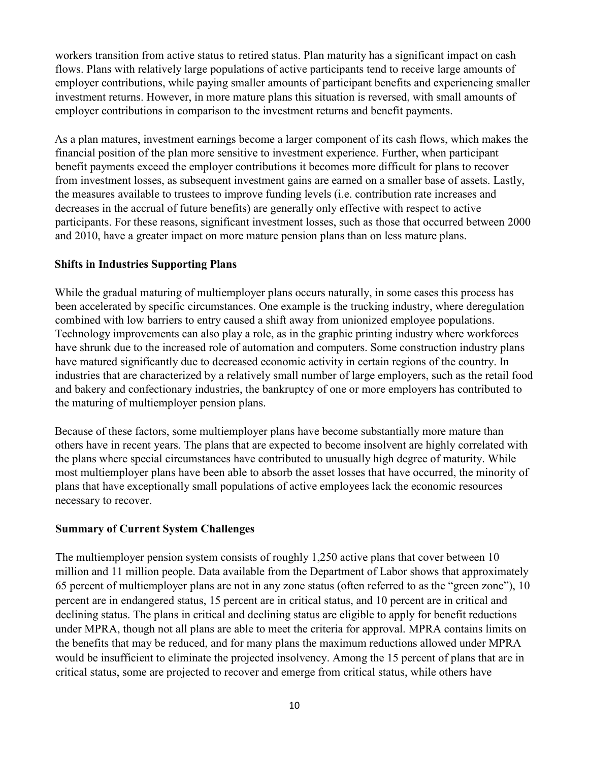workers transition from active status to retired status. Plan maturity has a significant impact on cash flows. Plans with relatively large populations of active participants tend to receive large amounts of employer contributions, while paying smaller amounts of participant benefits and experiencing smaller investment returns. However, in more mature plans this situation is reversed, with small amounts of employer contributions in comparison to the investment returns and benefit payments.

As a plan matures, investment earnings become a larger component of its cash flows, which makes the financial position of the plan more sensitive to investment experience. Further, when participant benefit payments exceed the employer contributions it becomes more difficult for plans to recover from investment losses, as subsequent investment gains are earned on a smaller base of assets. Lastly, the measures available to trustees to improve funding levels (i.e. contribution rate increases and decreases in the accrual of future benefits) are generally only effective with respect to active participants. For these reasons, significant investment losses, such as those that occurred between 2000 and 2010, have a greater impact on more mature pension plans than on less mature plans.

### Shifts in Industries Supporting Plans

While the gradual maturing of multiemployer plans occurs naturally, in some cases this process has been accelerated by specific circumstances. One example is the trucking industry, where deregulation combined with low barriers to entry caused a shift away from unionized employee populations. Technology improvements can also play a role, as in the graphic printing industry where workforces have shrunk due to the increased role of automation and computers. Some construction industry plans have matured significantly due to decreased economic activity in certain regions of the country. In industries that are characterized by a relatively small number of large employers, such as the retail food and bakery and confectionary industries, the bankruptcy of one or more employers has contributed to the maturing of multiemployer pension plans.

Because of these factors, some multiemployer plans have become substantially more mature than others have in recent years. The plans that are expected to become insolvent are highly correlated with the plans where special circumstances have contributed to unusually high degree of maturity. While most multiemployer plans have been able to absorb the asset losses that have occurred, the minority of plans that have exceptionally small populations of active employees lack the economic resources necessary to recover.

### Summary of Current System Challenges

The multiemployer pension system consists of roughly 1,250 active plans that cover between 10 million and 11 million people. Data available from the Department of Labor shows that approximately 65 percent of multiemployer plans are not in any zone status (often referred to as the "green zone"), 10 percent are in endangered status, 15 percent are in critical status, and 10 percent are in critical and declining status. The plans in critical and declining status are eligible to apply for benefit reductions under MPRA, though not all plans are able to meet the criteria for approval. MPRA contains limits on the benefits that may be reduced, and for many plans the maximum reductions allowed under MPRA would be insufficient to eliminate the projected insolvency. Among the 15 percent of plans that are in critical status, some are projected to recover and emerge from critical status, while others have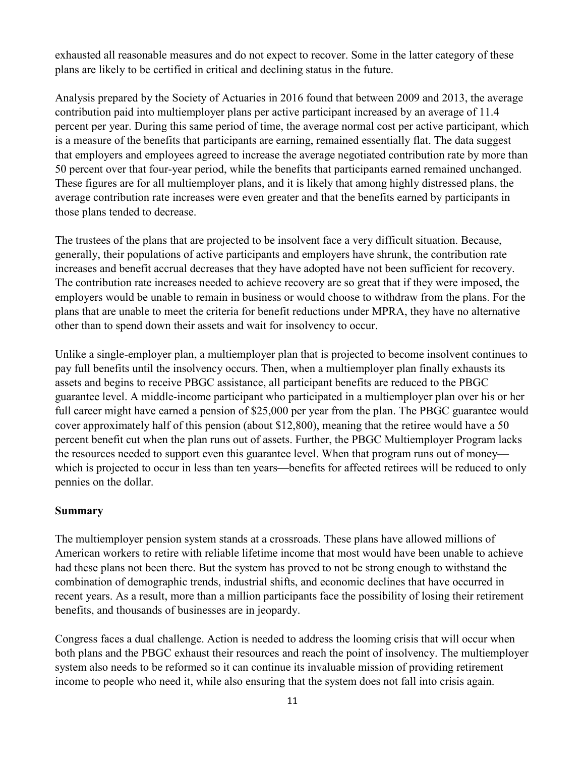exhausted all reasonable measures and do not expect to recover. Some in the latter category of these plans are likely to be certified in critical and declining status in the future.

Analysis prepared by the Society of Actuaries in 2016 found that between 2009 and 2013, the average contribution paid into multiemployer plans per active participant increased by an average of 11.4 percent per year. During this same period of time, the average normal cost per active participant, which is a measure of the benefits that participants are earning, remained essentially flat. The data suggest that employers and employees agreed to increase the average negotiated contribution rate by more than 50 percent over that four-year period, while the benefits that participants earned remained unchanged. These figures are for all multiemployer plans, and it is likely that among highly distressed plans, the average contribution rate increases were even greater and that the benefits earned by participants in those plans tended to decrease.

The trustees of the plans that are projected to be insolvent face a very difficult situation. Because, generally, their populations of active participants and employers have shrunk, the contribution rate increases and benefit accrual decreases that they have adopted have not been sufficient for recovery. The contribution rate increases needed to achieve recovery are so great that if they were imposed, the employers would be unable to remain in business or would choose to withdraw from the plans. For the plans that are unable to meet the criteria for benefit reductions under MPRA, they have no alternative other than to spend down their assets and wait for insolvency to occur.

Unlike a single-employer plan, a multiemployer plan that is projected to become insolvent continues to pay full benefits until the insolvency occurs. Then, when a multiemployer plan finally exhausts its assets and begins to receive PBGC assistance, all participant benefits are reduced to the PBGC guarantee level. A middle-income participant who participated in a multiemployer plan over his or her full career might have earned a pension of $25,000 per year from the plan. The PBGC guarantee would cover approximately half of this pension (about $12,800), meaning that the retiree would have a 50 percent benefit cut when the plan runs out of assets. Further, the PBGC Multiemployer Program lacks the resources needed to support even this guarantee level. When that program runs out of money—which is projected to occur in less than ten years—benefits for affected retirees will be reduced to only pennies on the dollar.

**Summary**

The multiemployer pension system stands at a crossroads. These plans have allowed millions of American workers to retire with reliable lifetime income that most would have been unable to achieve had these plans not been there. But the system has proved to not be strong enough to withstand the combination of demographic trends, industrial shifts, and economic declines that have occurred in recent years. As a result, more than a million participants face the possibility of losing their retirement benefits, and thousands of businesses are in jeopardy.

Congress faces a dual challenge. Action is needed to address the looming crisis that will occur when both plans and the PBGC exhaust their resources and reach the point of insolvency. The multiemployer system also needs to be reformed so it can continue its invaluable mission of providing retirement income to people who need it, while also ensuring that the system does not fall into crisis again.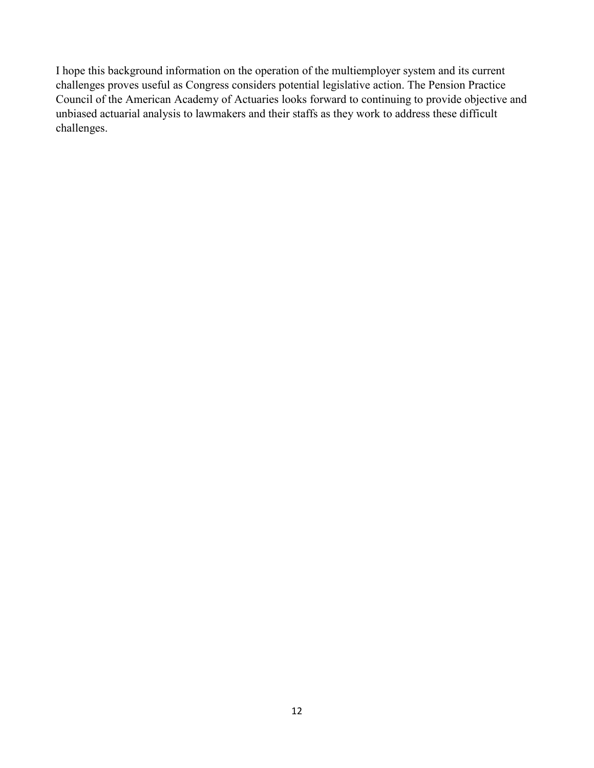I hope this background information on the operation of the multiemployer system and its current challenges proves useful as Congress considers potential legislative action. The Pension Practice Council of the American Academy of Actuaries looks forward to continuing to provide objective and unbiased actuarial analysis to lawmakers and their staffs as they work to address these difficult challenges.